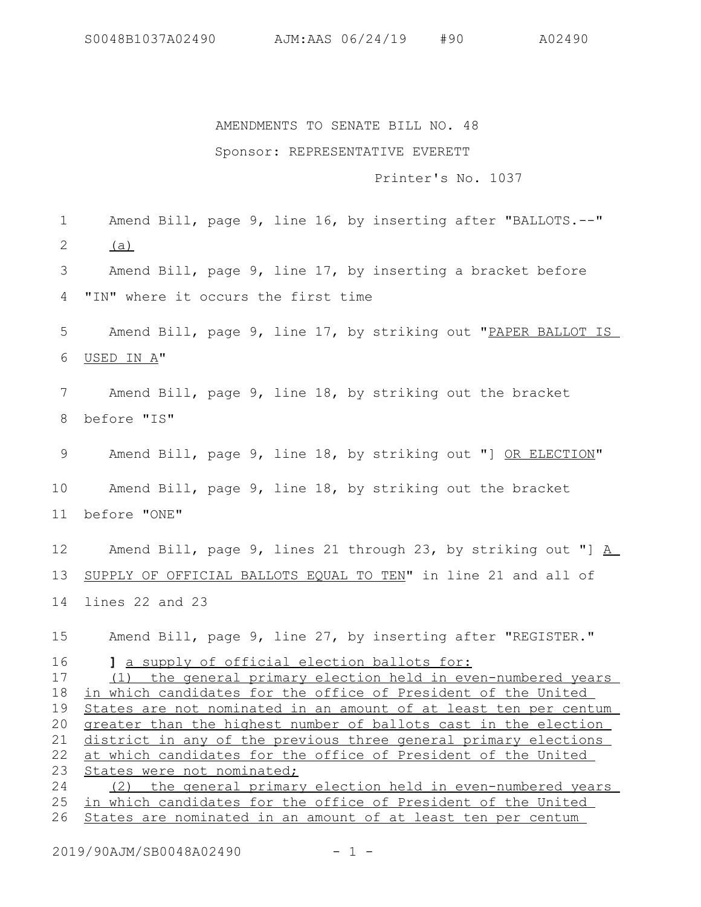AMENDMENTS TO SENATE BILL NO. 48

Sponsor: REPRESENTATIVE EVERETT

Printer's No. 1037

Amend Bill, page 9, line 16, by inserting after "BALLOTS.--" <u>(a)</u>

Amend Bill, page 9, line 17, by inserting a bracket before "IN" where it occurs the first time

Amend Bill, page 9, line 17, by striking out "<u>PAPER BALLOT IS USED IN A</u>"

Amend Bill, page 9, line 18, by striking out the bracket before "IS"

Amend Bill, page 9, line 18, by striking out "] <u>OR ELECTION</u>"

Amend Bill, page 9, line 18, by striking out the bracket before "ONE"

Amend Bill, page 9, lines 21 through 23, by striking out "] <u>A SUPPLY OF OFFICIAL BALLOTS EQUAL TO TEN</u>" in line 21 and all of lines 22 and 23

Amend Bill, page 9, line 27, by inserting after "REGISTER."

**]** <u>a supply of official election ballots for:</u>

<u>(1) the general primary election held in even-numbered years in which candidates for the office of President of the United States are not nominated in an amount of at least ten per centum greater than the highest number of ballots cast in the election district in any of the previous three general primary elections at which candidates for the office of President of the United States were not nominated;</u>

<u>(2) the general primary election held in even-numbered years in which candidates for the office of President of the United States are nominated in an amount of at least ten per centum</u>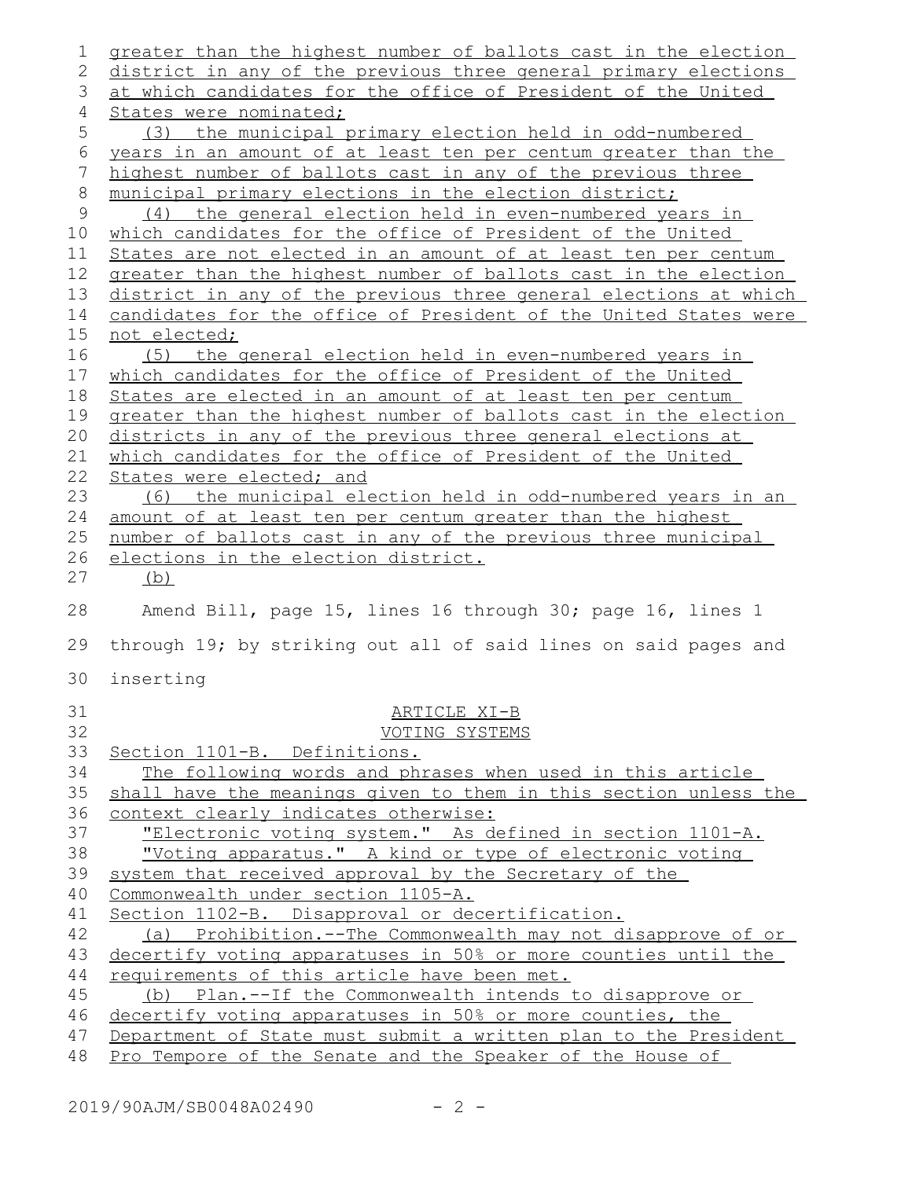greater than the highest number of ballots cast in the election district in any of the previous three general primary elections at which candidates for the office of President of the United States were nominated;

(3) the municipal primary election held in odd-numbered years in an amount of at least ten per centum greater than the highest number of ballots cast in any of the previous three municipal primary elections in the election district;

(4) the general election held in even-numbered years in which candidates for the office of President of the United States are not elected in an amount of at least ten per centum greater than the highest number of ballots cast in the election district in any of the previous three general elections at which candidates for the office of President of the United States were not elected;

(5) the general election held in even-numbered years in which candidates for the office of President of the United States are elected in an amount of at least ten per centum greater than the highest number of ballots cast in the election districts in any of the previous three general elections at which candidates for the office of President of the United States were elected; and

(6) the municipal election held in odd-numbered years in an amount of at least ten per centum greater than the highest number of ballots cast in any of the previous three municipal elections in the election district.

(b)

Amend Bill, page 15, lines 16 through 30; page 16, lines 1 through 19; by striking out all of said lines on said pages and inserting

ARTICLE XI-B

VOTING SYSTEMS

Section 1101-B. Definitions.

The following words and phrases when used in this article shall have the meanings given to them in this section unless the context clearly indicates otherwise:

"Electronic voting system." As defined in section 1101-A.

"Voting apparatus." A kind or type of electronic voting system that received approval by the Secretary of the Commonwealth under section 1105-A.

Section 1102-B. Disapproval or decertification.

(a) Prohibition.--The Commonwealth may not disapprove of or decertify voting apparatuses in 50% or more counties until the requirements of this article have been met.

(b) Plan.--If the Commonwealth intends to disapprove or decertify voting apparatuses in 50% or more counties, the Department of State must submit a written plan to the President Pro Tempore of the Senate and the Speaker of the House of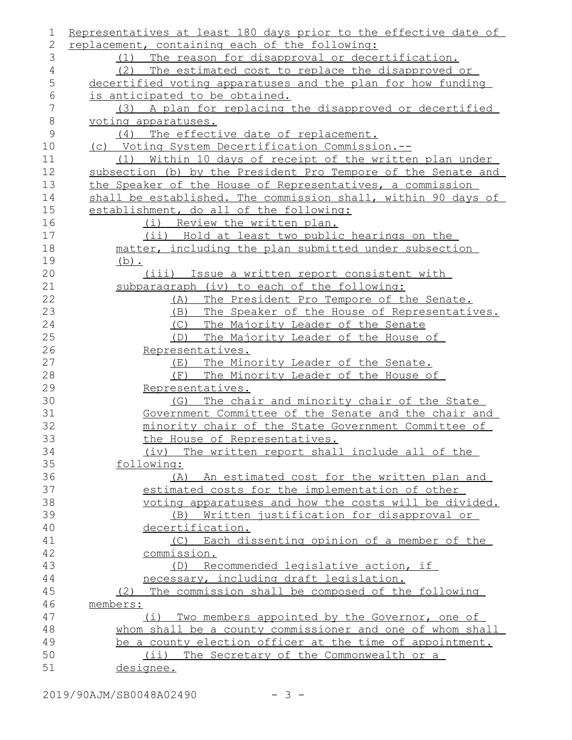Representatives at least 180 days prior to the effective date of replacement, containing each of the following:

(1) The reason for disapproval or decertification.

(2) The estimated cost to replace the disapproved or decertified voting apparatuses and the plan for how funding is anticipated to be obtained.

(3) A plan for replacing the disapproved or decertified voting apparatuses.

(4) The effective date of replacement.

(c) Voting System Decertification Commission.--

(1) Within 10 days of receipt of the written plan under subsection (b) by the President Pro Tempore of the Senate and the Speaker of the House of Representatives, a commission shall be established. The commission shall, within 90 days of establishment, do all of the following:

(i) Review the written plan.

(ii) Hold at least two public hearings on the matter, including the plan submitted under subsection (b).

(iii) Issue a written report consistent with subparagraph (iv) to each of the following:

(A) The President Pro Tempore of the Senate.

(B) The Speaker of the House of Representatives.

(C) The Majority Leader of the Senate

(D) The Majority Leader of the House of Representatives.

(E) The Minority Leader of the Senate.

(F) The Minority Leader of the House of Representatives.

(G) The chair and minority chair of the State Government Committee of the Senate and the chair and minority chair of the State Government Committee of the House of Representatives.

(iv) The written report shall include all of the following:

(A) An estimated cost for the written plan and estimated costs for the implementation of other voting apparatuses and how the costs will be divided.

(B) Written justification for disapproval or decertification.

(C) Each dissenting opinion of a member of the commission.

(D) Recommended legislative action, if necessary, including draft legislation.

(2) The commission shall be composed of the following members:

(i) Two members appointed by the Governor, one of whom shall be a county commissioner and one of whom shall be a county election officer at the time of appointment.

(ii) The Secretary of the Commonwealth or a designee.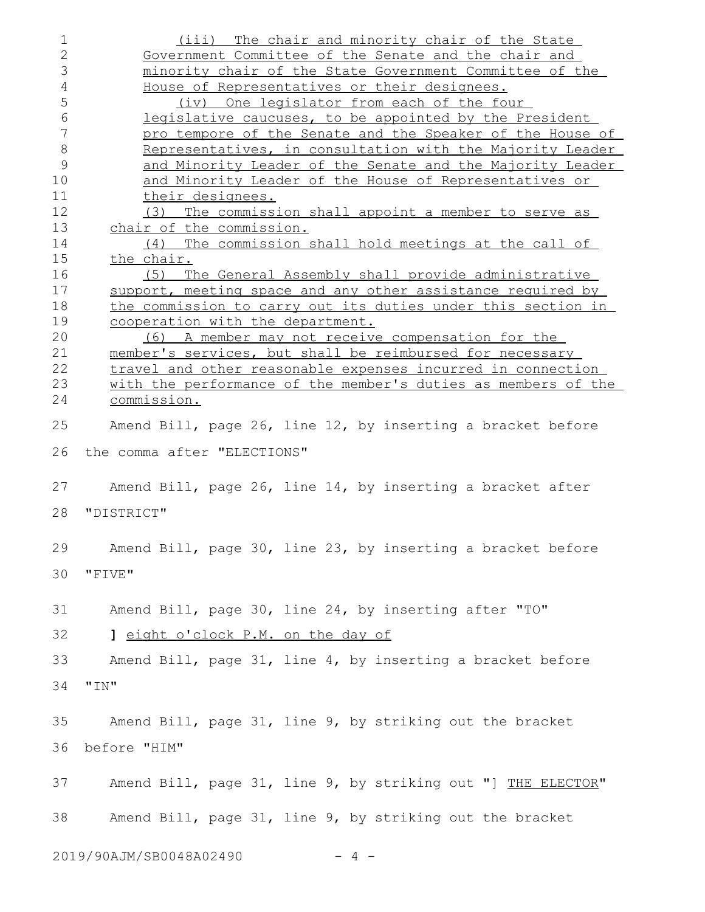(iii) The chair and minority chair of the State Government Committee of the Senate and the chair and minority chair of the State Government Committee of the House of Representatives or their designees.

(iv) One legislator from each of the four legislative caucuses, to be appointed by the President pro tempore of the Senate and the Speaker of the House of Representatives, in consultation with the Majority Leader and Minority Leader of the Senate and the Majority Leader and Minority Leader of the House of Representatives or their designees.

(3) The commission shall appoint a member to serve as chair of the commission.

(4) The commission shall hold meetings at the call of the chair.

(5) The General Assembly shall provide administrative support, meeting space and any other assistance required by the commission to carry out its duties under this section in cooperation with the department.

(6) A member may not receive compensation for the member's services, but shall be reimbursed for necessary travel and other reasonable expenses incurred in connection with the performance of the member's duties as members of the commission.

Amend Bill, page 26, line 12, by inserting a bracket before the comma after "ELECTIONS"

Amend Bill, page 26, line 14, by inserting a bracket after "DISTRICT"

Amend Bill, page 30, line 23, by inserting a bracket before "FIVE"

Amend Bill, page 30, line 24, by inserting after "TO"

] eight o'clock P.M. on the day of

Amend Bill, page 31, line 4, by inserting a bracket before "IN"

Amend Bill, page 31, line 9, by striking out the bracket before "HIM"

Amend Bill, page 31, line 9, by striking out "] THE ELECTOR"

Amend Bill, page 31, line 9, by striking out the bracket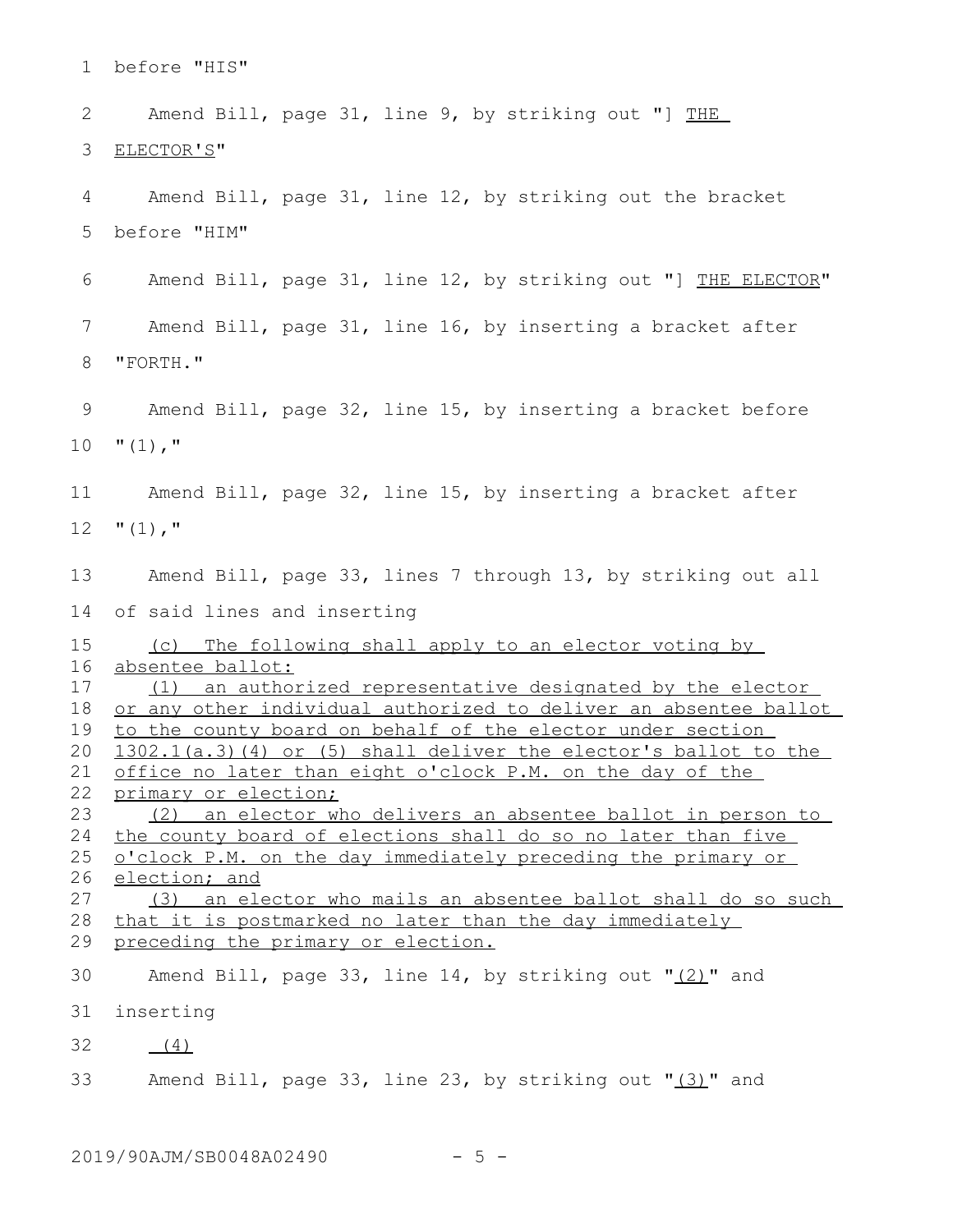before "HIS"

Amend Bill, page 31, line 9, by striking out "] <u>THE ELECTOR'S</u>"

Amend Bill, page 31, line 12, by striking out the bracket before "HIM"

Amend Bill, page 31, line 12, by striking out "] <u>THE ELECTOR</u>"

Amend Bill, page 31, line 16, by inserting a bracket after "FORTH."

Amend Bill, page 32, line 15, by inserting a bracket before "(1),"

Amend Bill, page 32, line 15, by inserting a bracket after "(1),"

Amend Bill, page 33, lines 7 through 13, by striking out all of said lines and inserting

<u>(c) The following shall apply to an elector voting by absentee ballot:</u>

<u>(1) an authorized representative designated by the elector or any other individual authorized to deliver an absentee ballot to the county board on behalf of the elector under section 1302.1(a.3)(4) or (5) shall deliver the elector's ballot to the office no later than eight o'clock P.M. on the day of the primary or election;</u>

<u>(2) an elector who delivers an absentee ballot in person to the county board of elections shall do so no later than five o'clock P.M. on the day immediately preceding the primary or election; and</u>

<u>(3) an elector who mails an absentee ballot shall do so such that it is postmarked no later than the day immediately preceding the primary or election.</u>

Amend Bill, page 33, line 14, by striking out "<u>(2)</u>" and inserting

<u>(4)</u>

Amend Bill, page 33, line 23, by striking out "<u>(3)</u>" and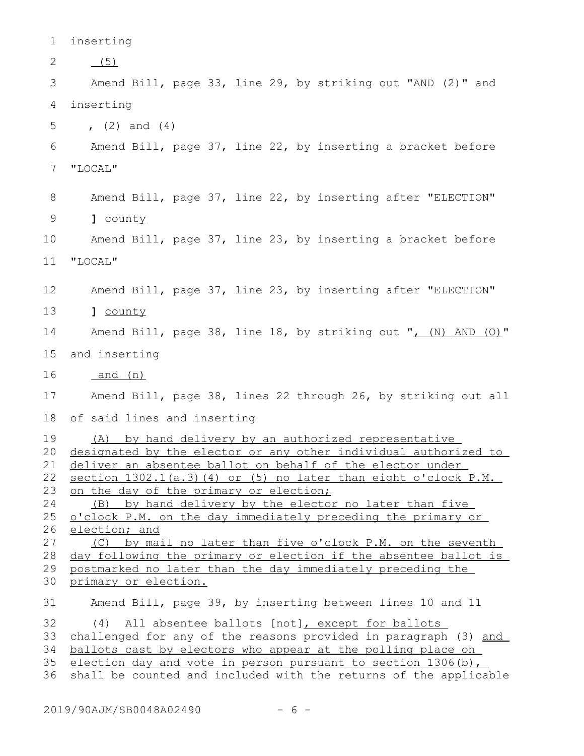inserting

(5)

Amend Bill, page 33, line 29, by striking out "AND (2)" and inserting

, (2) and (4)

Amend Bill, page 37, line 22, by inserting a bracket before "LOCAL"

Amend Bill, page 37, line 22, by inserting after "ELECTION"

] county

Amend Bill, page 37, line 23, by inserting a bracket before "LOCAL"

Amend Bill, page 37, line 23, by inserting after "ELECTION"

] county

Amend Bill, page 38, line 18, by striking out ", (N) AND (O)" and inserting

and (n)

Amend Bill, page 38, lines 22 through 26, by striking out all of said lines and inserting

(A) by hand delivery by an authorized representative designated by the elector or any other individual authorized to deliver an absentee ballot on behalf of the elector under section 1302.1(a.3)(4) or (5) no later than eight o'clock P.M. on the day of the primary or election;

(B) by hand delivery by the elector no later than five o'clock P.M. on the day immediately preceding the primary or election; and

(C) by mail no later than five o'clock P.M. on the seventh day following the primary or election if the absentee ballot is postmarked no later than the day immediately preceding the primary or election.

Amend Bill, page 39, by inserting between lines 10 and 11

(4) All absentee ballots [not], except for ballots challenged for any of the reasons provided in paragraph (3) and ballots cast by electors who appear at the polling place on election day and vote in person pursuant to section 1306(b), shall be counted and included with the returns of the applicable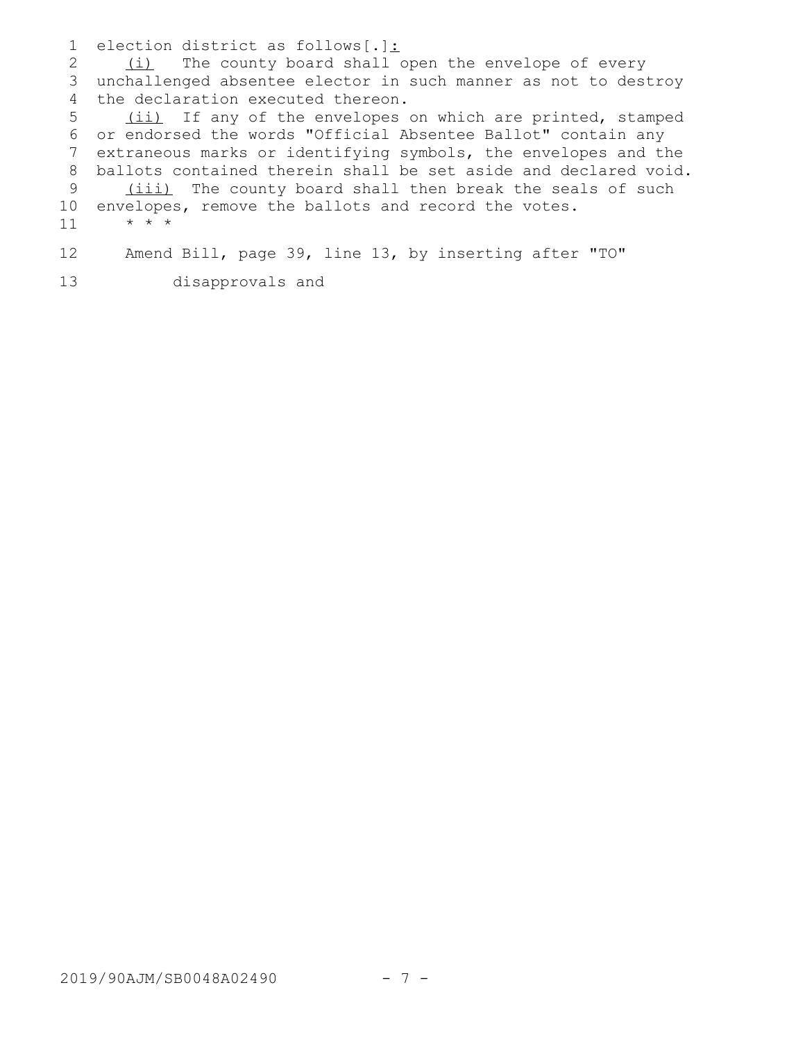election district as follows[.]:

(i) The county board shall open the envelope of every unchallenged absentee elector in such manner as not to destroy the declaration executed thereon.

(ii) If any of the envelopes on which are printed, stamped or endorsed the words "Official Absentee Ballot" contain any extraneous marks or identifying symbols, the envelopes and the ballots contained therein shall be set aside and declared void.

(iii) The county board shall then break the seals of such envelopes, remove the ballots and record the votes.

* * *

Amend Bill, page 39, line 13, by inserting after "TO"

disapprovals and